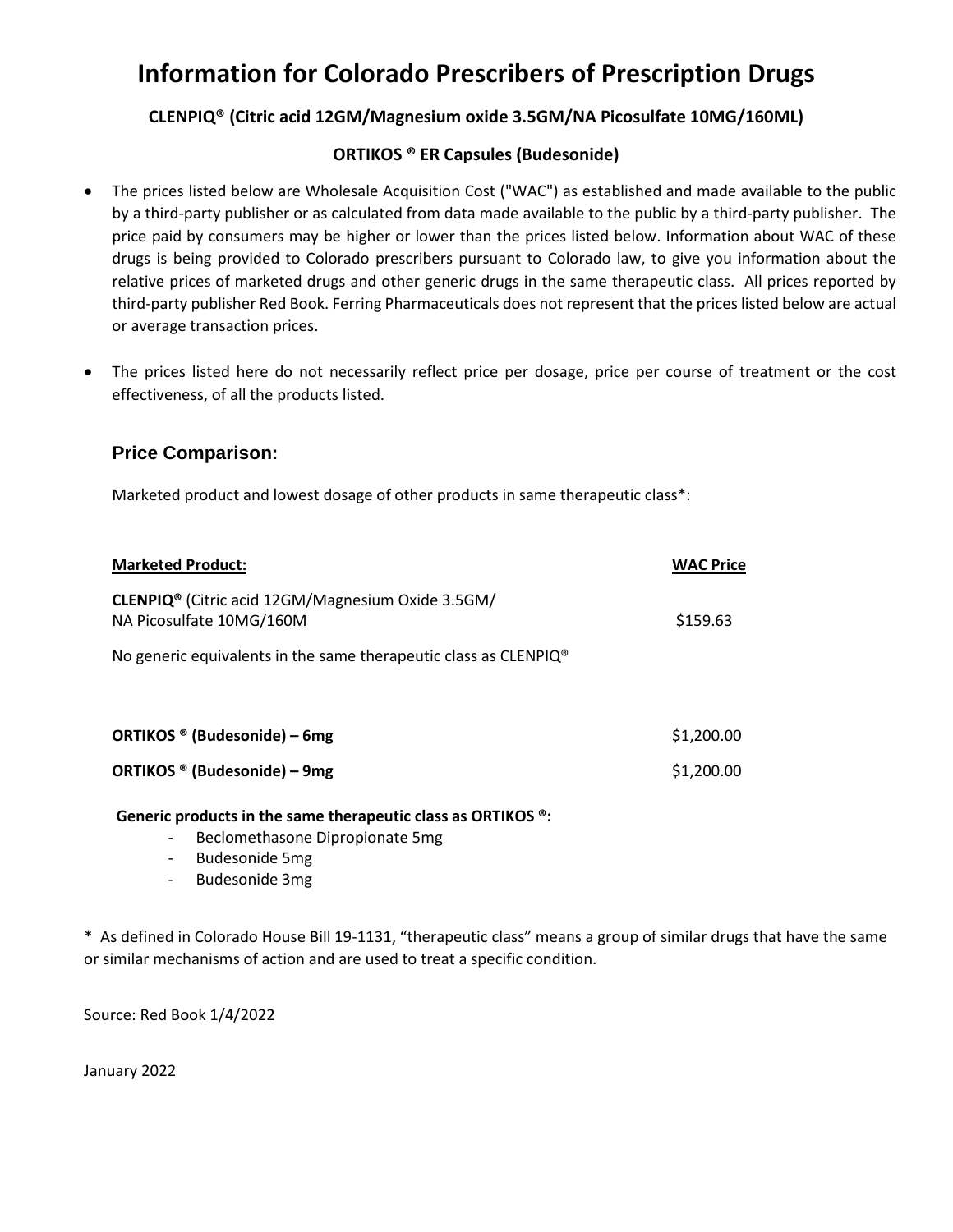# Information for Colorado Prescribers of Prescription Drugs

**CLENPIQ® (Citric acid 12GM/Magnesium oxide 3.5GM/NA Picosulfate 10MG/160ML)**

**ORTIKOS ® ER Capsules (Budesonide)**

- The prices listed below are Wholesale Acquisition Cost ("WAC") as established and made available to the public by a third-party publisher or as calculated from data made available to the public by a third-party publisher. The price paid by consumers may be higher or lower than the prices listed below. Information about WAC of these drugs is being provided to Colorado prescribers pursuant to Colorado law, to give you information about the relative prices of marketed drugs and other generic drugs in the same therapeutic class. All prices reported by third-party publisher Red Book. Ferring Pharmaceuticals does not represent that the prices listed below are actual or average transaction prices.
- The prices listed here do not necessarily reflect price per dosage, price per course of treatment or the cost effectiveness, of all the products listed.

## Price Comparison:

Marketed product and lowest dosage of other products in same therapeutic class*:

| **Marketed Product:** | **WAC Price** |
|---|---|
| **CLENPIQ®** (Citric acid 12GM/Magnesium Oxide 3.5GM/ NA Picosulfate 10MG/160M | $159.63 |

No generic equivalents in the same therapeutic class as CLENPIQ®

| | |
|---|---|
| **ORTIKOS ® (Budesonide) – 6mg** | $1,200.00 |
| **ORTIKOS ® (Budesonide) – 9mg** | $1,200.00 |

**Generic products in the same therapeutic class as ORTIKOS ®:**

- Beclomethasone Dipropionate 5mg
- Budesonide 5mg
- Budesonide 3mg

\* As defined in Colorado House Bill 19-1131, "therapeutic class" means a group of similar drugs that have the same or similar mechanisms of action and are used to treat a specific condition.

Source: Red Book 1/4/2022

January 2022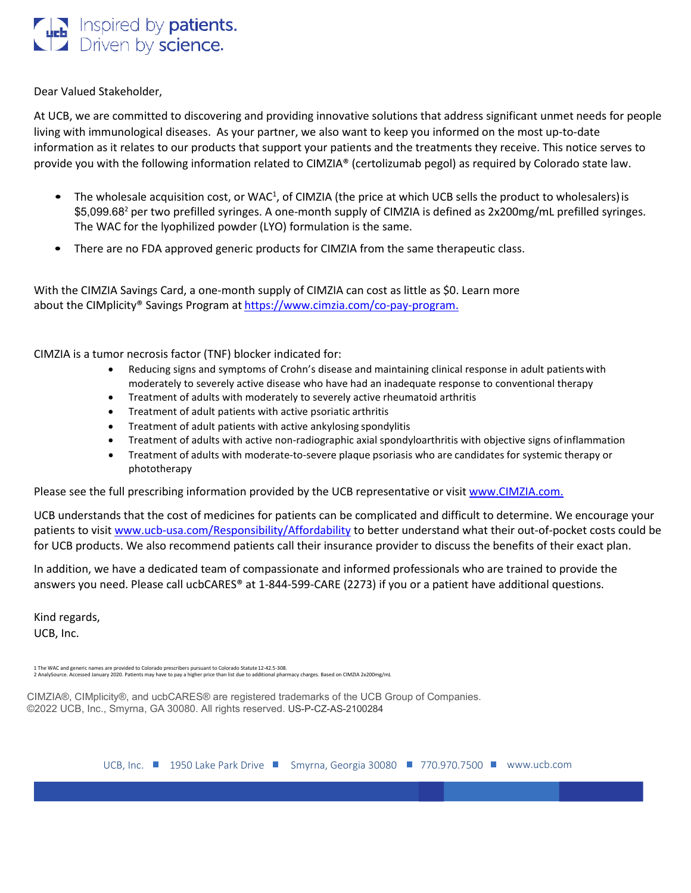Inspired by **patients.**
Driven by **science.**

Dear Valued Stakeholder,

At UCB, we are committed to discovering and providing innovative solutions that address significant unmet needs for people living with immunological diseases. As your partner, we also want to keep you informed on the most up-to-date information as it relates to our products that support your patients and the treatments they receive. This notice serves to provide you with the following information related to CIMZIA® (certolizumab pegol) as required by Colorado state law.

- The wholesale acquisition cost, or WAC[1], of CIMZIA (the price at which UCB sells the product to wholesalers) is $5,099.68[2] per two prefilled syringes. A one-month supply of CIMZIA is defined as 2x200mg/mL prefilled syringes. The WAC for the lyophilized powder (LYO) formulation is the same.
- There are no FDA approved generic products for CIMZIA from the same therapeutic class.

With the CIMZIA Savings Card, a one-month supply of CIMZIA can cost as little as $0. Learn more about the CIMplicity® Savings Program at https://www.cimzia.com/co-pay-program.

CIMZIA is a tumor necrosis factor (TNF) blocker indicated for:

- Reducing signs and symptoms of Crohn's disease and maintaining clinical response in adult patients with moderately to severely active disease who have had an inadequate response to conventional therapy
- Treatment of adults with moderately to severely active rheumatoid arthritis
- Treatment of adult patients with active psoriatic arthritis
- Treatment of adult patients with active ankylosing spondylitis
- Treatment of adults with active non-radiographic axial spondyloarthritis with objective signs of inflammation
- Treatment of adults with moderate-to-severe plaque psoriasis who are candidates for systemic therapy or phototherapy

Please see the full prescribing information provided by the UCB representative or visit www.CIMZIA.com.

UCB understands that the cost of medicines for patients can be complicated and difficult to determine. We encourage your patients to visit www.ucb-usa.com/Responsibility/Affordability to better understand what their out-of-pocket costs could be for UCB products. We also recommend patients call their insurance provider to discuss the benefits of their exact plan.

In addition, we have a dedicated team of compassionate and informed professionals who are trained to provide the answers you need. Please call ucbCARES® at 1-844-599-CARE (2273) if you or a patient have additional questions.

Kind regards,
UCB, Inc.

1 The WAC and generic names are provided to Colorado prescribers pursuant to Colorado Statute 12-42.5-308.
2 AnalySource. Accessed January 2020. Patients may have to pay a higher price than list due to additional pharmacy charges. Based on CIMZIA 2x200mg/mL

CIMZIA®, CIMplicity®, and ucbCARES® are registered trademarks of the UCB Group of Companies.
©2022 UCB, Inc., Smyrna, GA 30080. All rights reserved. US-P-CZ-AS-2100284

UCB, Inc. ■ 1950 Lake Park Drive ■ Smyrna, Georgia 30080 ■ 770.970.7500 ■ www.ucb.com